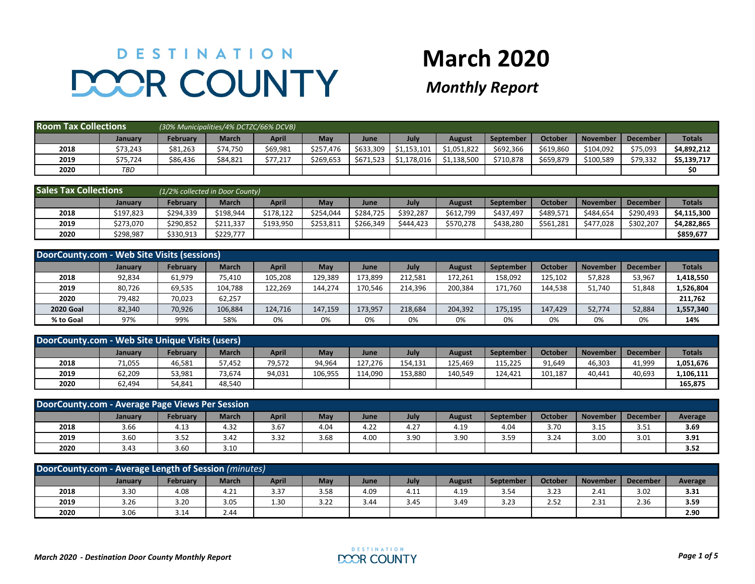# DESTINATION DOOR COUNTY

# March 2020

## *Monthly Report*

| **Room Tax Collections** *(30% Municipalities/4% DCTZC/66% DCVB)* | | | | | | | | | | | | | |
|---|---|---|---|---|---|---|---|---|---|---|---|---|---|
| | **January** | **February** | **March** | **April** | **May** | **June** | **July** | **August** | **September** | **October** | **November** | **December** | **Totals** |
| **2018** | $73,243 | $81,263 | $74,750 | $69,981 | $257,476 | $633,309 | $1,153,101 | $1,051,822 | $692,366 | $619,860 | $104,092 | $75,093 | **$4,892,212** |
| **2019** | $75,724 | $86,436 | $84,821 | $77,217 | $269,653 | $671,523 | $1,178,016 | $1,138,500 | $710,878 | $659,879 | $100,589 | $79,332 | **$5,139,717** |
| **2020** | *TBD* | | | | | | | | | | | | **$0** |

| **Sales Tax Collections** *(1/2% collected in Door County)* | | | | | | | | | | | | | |
|---|---|---|---|---|---|---|---|---|---|---|---|---|---|
| | **January** | **February** | **March** | **April** | **May** | **June** | **July** | **August** | **September** | **October** | **November** | **December** | **Totals** |
| **2018** | $197,823 | $294,339 | $198,944 | $178,122 | $254,044 | $284,725 | $392,287 | $612,799 | $437,497 | $489,571 | $484,654 | $290,493 | **$4,115,300** |
| **2019** | $273,070 | $290,852 | $211,337 | $193,950 | $253,811 | $266,349 | $444,423 | $570,278 | $438,280 | $561,281 | $477,028 | $302,207 | **$4,282,865** |
| **2020** | $298,987 | $330,913 | $229,777 | | | | | | | | | | **$859,677** |

| **DoorCounty.com - Web Site Visits (sessions)** | | | | | | | | | | | | | |
|---|---|---|---|---|---|---|---|---|---|---|---|---|---|
| | **January** | **February** | **March** | **April** | **May** | **June** | **July** | **August** | **September** | **October** | **November** | **December** | **Totals** |
| **2018** | 92,834 | 61,979 | 75,410 | 105,208 | 129,389 | 173,899 | 212,581 | 172,261 | 158,092 | 125,102 | 57,828 | 53,967 | **1,418,550** |
| **2019** | 80,726 | 69,535 | 104,788 | 122,269 | 144,274 | 170,546 | 214,396 | 200,384 | 171,760 | 144,538 | 51,740 | 51,848 | **1,526,804** |
| **2020** | 79,482 | 70,023 | 62,257 | | | | | | | | | | **211,762** |
| **2020 Goal** | 82,340 | 70,926 | 106,884 | 124,716 | 147,159 | 173,957 | 218,684 | 204,392 | 175,195 | 147,429 | 52,774 | 52,884 | **1,557,340** |
| **% to Goal** | 97% | 99% | 58% | 0% | 0% | 0% | 0% | 0% | 0% | 0% | 0% | 0% | **14%** |

| **DoorCounty.com - Web Site Unique Visits (users)** | | | | | | | | | | | | | |
|---|---|---|---|---|---|---|---|---|---|---|---|---|---|
| | **January** | **February** | **March** | **April** | **May** | **June** | **July** | **August** | **September** | **October** | **November** | **December** | **Totals** |
| **2018** | 71,055 | 46,581 | 57,452 | 79,572 | 94,964 | 127,276 | 154,131 | 125,469 | 115,225 | 91,649 | 46,303 | 41,999 | **1,051,676** |
| **2019** | 62,209 | 53,981 | 73,674 | 94,031 | 106,955 | 114,090 | 153,880 | 140,549 | 124,421 | 101,187 | 40,441 | 40,693 | **1,106,111** |
| **2020** | 62,494 | 54,841 | 48,540 | | | | | | | | | | **165,875** |

| **DoorCounty.com - Average Page Views Per Session** | | | | | | | | | | | | | |
|---|---|---|---|---|---|---|---|---|---|---|---|---|---|
| | **January** | **February** | **March** | **April** | **May** | **June** | **July** | **August** | **September** | **October** | **November** | **December** | **Average** |
| **2018** | 3.66 | 4.13 | 4.32 | 3.67 | 4.04 | 4.22 | 4.27 | 4.19 | 4.04 | 3.70 | 3.15 | 3.51 | **3.69** |
| **2019** | 3.60 | 3.52 | 3.42 | 3.32 | 3.68 | 4.00 | 3.90 | 3.90 | 3.59 | 3.24 | 3.00 | 3.01 | **3.91** |
| **2020** | 3.43 | 3.60 | 3.10 | | | | | | | | | | **3.52** |

| **DoorCounty.com - Average Length of Session** *(minutes)* | | | | | | | | | | | | | |
|---|---|---|---|---|---|---|---|---|---|---|---|---|---|
| | **January** | **February** | **March** | **April** | **May** | **June** | **July** | **August** | **September** | **October** | **November** | **December** | **Average** |
| **2018** | 3.30 | 4.08 | 4.21 | 3.37 | 3.58 | 4.09 | 4.11 | 4.19 | 3.54 | 3.23 | 2.41 | 3.02 | **3.31** |
| **2019** | 3.26 | 3.20 | 3.05 | 1.30 | 3.22 | 3.44 | 3.45 | 3.49 | 3.23 | 2.52 | 2.31 | 2.36 | **3.59** |
| **2020** | 3.06 | 3.14 | 2.44 | | | | | | | | | | **2.90** |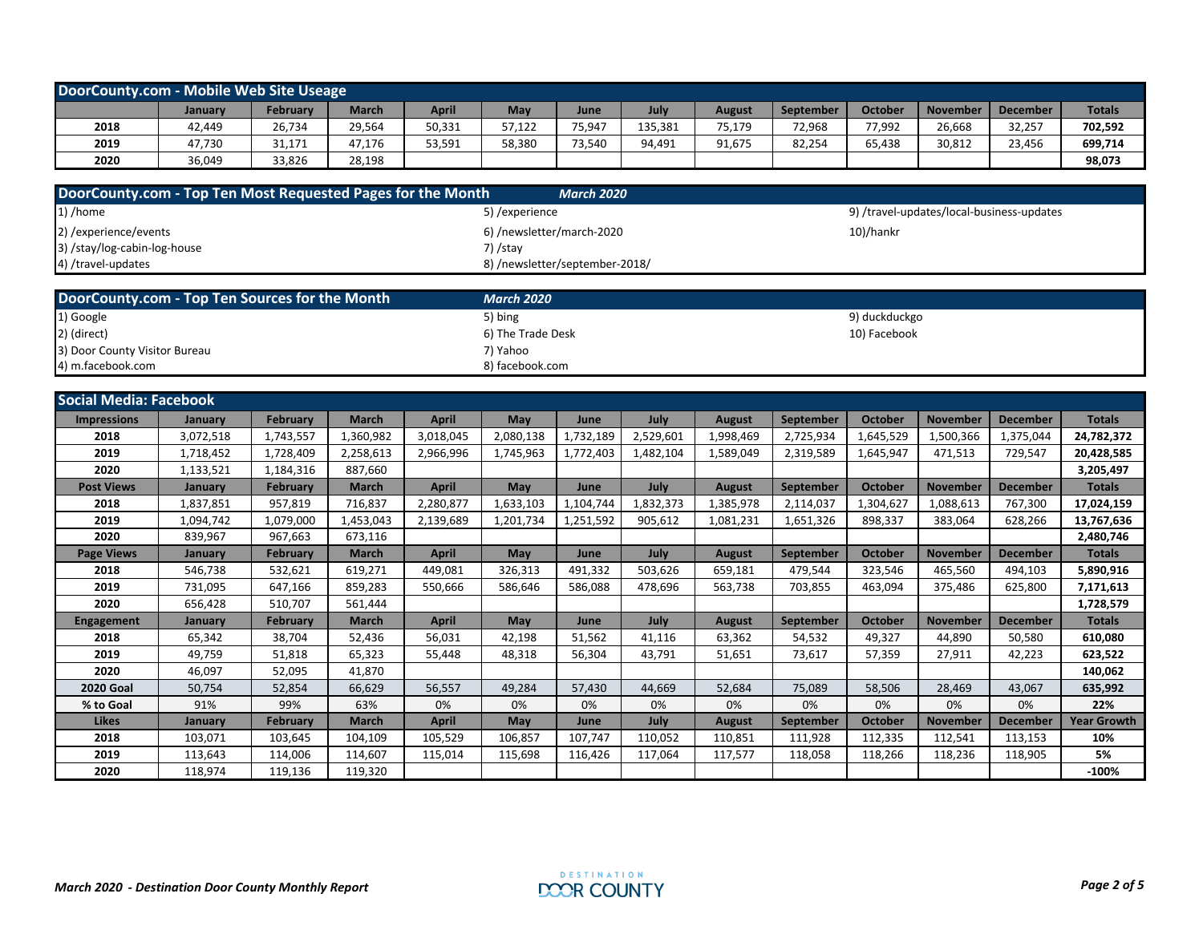## DoorCounty.com - Mobile Web Site Useage

| | January | February | March | April | May | June | July | August | September | October | November | December | Totals |
|---|---|---|---|---|---|---|---|---|---|---|---|---|---|
| 2018 | 42,449 | 26,734 | 29,564 | 50,331 | 57,122 | 75,947 | 135,381 | 75,179 | 72,968 | 77,992 | 26,668 | 32,257 | 702,592 |
| 2019 | 47,730 | 31,171 | 47,176 | 53,591 | 58,380 | 73,540 | 94,491 | 91,675 | 82,254 | 65,438 | 30,812 | 23,456 | 699,714 |
| 2020 | 36,049 | 33,826 | 28,198 | | | | | | | | | | 98,073 |

## DoorCounty.com - Top Ten Most Requested Pages for the Month — *March 2020*

1) /home
2) /experience/events
3) /stay/log-cabin-log-house
4) /travel-updates
5) /experience
6) /newsletter/march-2020
7) /stay
8) /newsletter/september-2018/
9) /travel-updates/local-business-updates
10)/hankr

## DoorCounty.com - Top Ten Sources for the Month — *March 2020*

1) Google
2) (direct)
3) Door County Visitor Bureau
4) m.facebook.com
5) bing
6) The Trade Desk
7) Yahoo
8) facebook.com
9) duckduckgo
10) Facebook

## Social Media: Facebook

| Impressions | January | February | March | April | May | June | July | August | September | October | November | December | Totals |
|---|---|---|---|---|---|---|---|---|---|---|---|---|---|
| 2018 | 3,072,518 | 1,743,557 | 1,360,982 | 3,018,045 | 2,080,138 | 1,732,189 | 2,529,601 | 1,998,469 | 2,725,934 | 1,645,529 | 1,500,366 | 1,375,044 | 24,782,372 |
| 2019 | 1,718,452 | 1,728,409 | 2,258,613 | 2,966,996 | 1,745,963 | 1,772,403 | 1,482,104 | 1,589,049 | 2,319,589 | 1,645,947 | 471,513 | 729,547 | 20,428,585 |
| 2020 | 1,133,521 | 1,184,316 | 887,660 | | | | | | | | | | 3,205,497 |
| **Post Views** | **January** | **February** | **March** | **April** | **May** | **June** | **July** | **August** | **September** | **October** | **November** | **December** | **Totals** |
| 2018 | 1,837,851 | 957,819 | 716,837 | 2,280,877 | 1,633,103 | 1,104,744 | 1,832,373 | 1,385,978 | 2,114,037 | 1,304,627 | 1,088,613 | 767,300 | 17,024,159 |
| 2019 | 1,094,742 | 1,079,000 | 1,453,043 | 2,139,689 | 1,201,734 | 1,251,592 | 905,612 | 1,081,231 | 1,651,326 | 898,337 | 383,064 | 628,266 | 13,767,636 |
| 2020 | 839,967 | 967,663 | 673,116 | | | | | | | | | | 2,480,746 |
| **Page Views** | **January** | **February** | **March** | **April** | **May** | **June** | **July** | **August** | **September** | **October** | **November** | **December** | **Totals** |
| 2018 | 546,738 | 532,621 | 619,271 | 449,081 | 326,313 | 491,332 | 503,626 | 659,181 | 479,544 | 323,546 | 465,560 | 494,103 | 5,890,916 |
| 2019 | 731,095 | 647,166 | 859,283 | 550,666 | 586,646 | 586,088 | 478,696 | 563,738 | 703,855 | 463,094 | 375,486 | 625,800 | 7,171,613 |
| 2020 | 656,428 | 510,707 | 561,444 | | | | | | | | | | 1,728,579 |
| **Engagement** | **January** | **February** | **March** | **April** | **May** | **June** | **July** | **August** | **September** | **October** | **November** | **December** | **Totals** |
| 2018 | 65,342 | 38,704 | 52,436 | 56,031 | 42,198 | 51,562 | 41,116 | 63,362 | 54,532 | 49,327 | 44,890 | 50,580 | 610,080 |
| 2019 | 49,759 | 51,818 | 65,323 | 55,448 | 48,318 | 56,304 | 43,791 | 51,651 | 73,617 | 57,359 | 27,911 | 42,223 | 623,522 |
| 2020 | 46,097 | 52,095 | 41,870 | | | | | | | | | | 140,062 |
| 2020 Goal | 50,754 | 52,854 | 66,629 | 56,557 | 49,284 | 57,430 | 44,669 | 52,684 | 75,089 | 58,506 | 28,469 | 43,067 | 635,992 |
| % to Goal | 91% | 99% | 63% | 0% | 0% | 0% | 0% | 0% | 0% | 0% | 0% | 0% | 22% |
| **Likes** | **January** | **February** | **March** | **April** | **May** | **June** | **July** | **August** | **September** | **October** | **November** | **December** | **Year Growth** |
| 2018 | 103,071 | 103,645 | 104,109 | 105,529 | 106,857 | 107,747 | 110,052 | 110,851 | 111,928 | 112,335 | 112,541 | 113,153 | 10% |
| 2019 | 113,643 | 114,006 | 114,607 | 115,014 | 115,698 | 116,426 | 117,064 | 117,577 | 118,058 | 118,266 | 118,236 | 118,905 | 5% |
| 2020 | 118,974 | 119,136 | 119,320 | | | | | | | | | | -100% |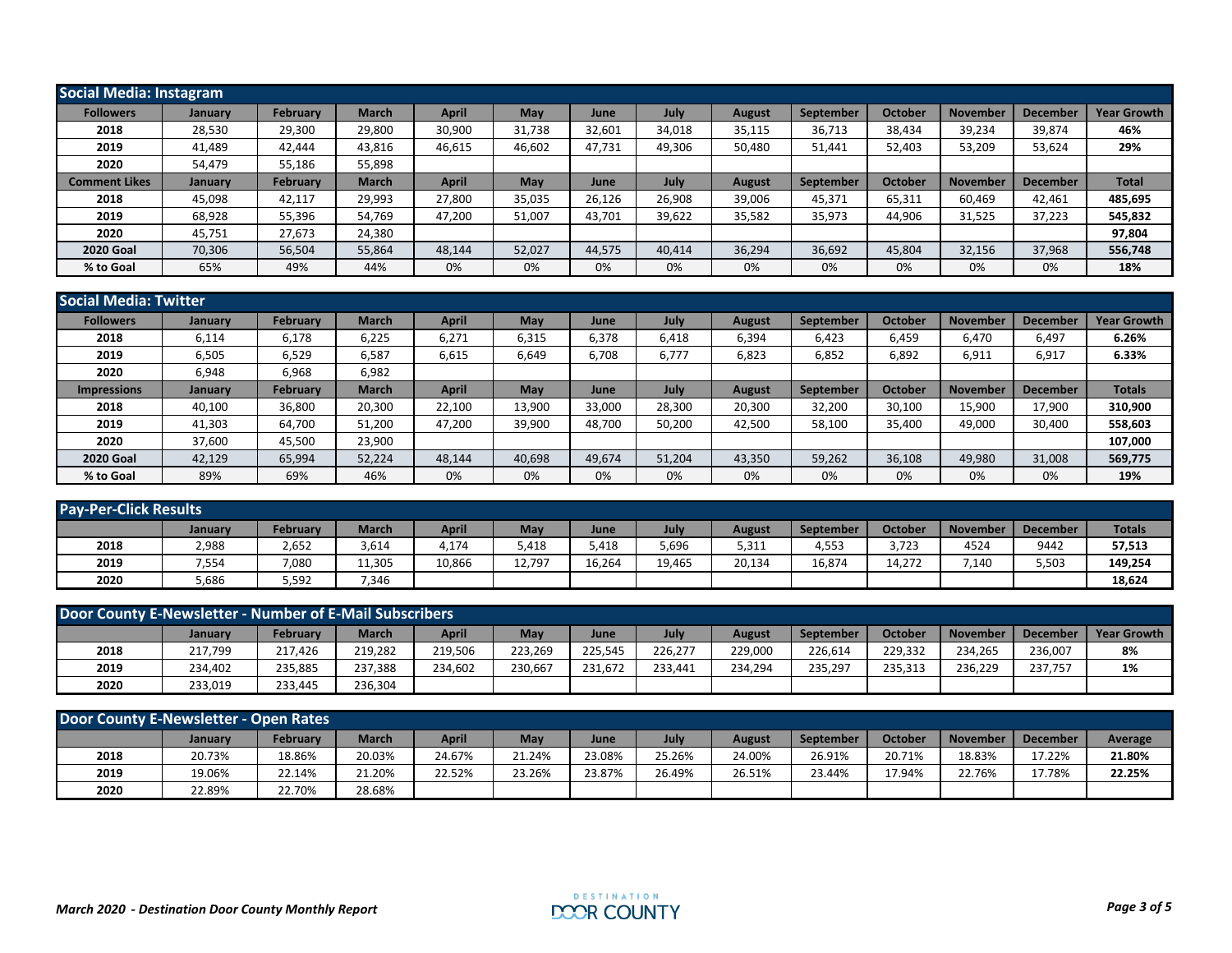## Social Media: Instagram

| Followers | January | February | March | April | May | June | July | August | September | October | November | December | Year Growth |
|---|---|---|---|---|---|---|---|---|---|---|---|---|---|
| 2018 | 28,530 | 29,300 | 29,800 | 30,900 | 31,738 | 32,601 | 34,018 | 35,115 | 36,713 | 38,434 | 39,234 | 39,874 | 46% |
| 2019 | 41,489 | 42,444 | 43,816 | 46,615 | 46,602 | 47,731 | 49,306 | 50,480 | 51,441 | 52,403 | 53,209 | 53,624 | 29% |
| 2020 | 54,479 | 55,186 | 55,898 | | | | | | | | | | |
| **Comment Likes** | **January** | **February** | **March** | **April** | **May** | **June** | **July** | **August** | **September** | **October** | **November** | **December** | **Total** |
| 2018 | 45,098 | 42,117 | 29,993 | 27,800 | 35,035 | 26,126 | 26,908 | 39,006 | 45,371 | 65,311 | 60,469 | 42,461 | 485,695 |
| 2019 | 68,928 | 55,396 | 54,769 | 47,200 | 51,007 | 43,701 | 39,622 | 35,582 | 35,973 | 44,906 | 31,525 | 37,223 | 545,832 |
| 2020 | 45,751 | 27,673 | 24,380 | | | | | | | | | | 97,804 |
| 2020 Goal | 70,306 | 56,504 | 55,864 | 48,144 | 52,027 | 44,575 | 40,414 | 36,294 | 36,692 | 45,804 | 32,156 | 37,968 | 556,748 |
| % to Goal | 65% | 49% | 44% | 0% | 0% | 0% | 0% | 0% | 0% | 0% | 0% | 0% | 18% |

## Social Media: Twitter

| Followers | January | February | March | April | May | June | July | August | September | October | November | December | Year Growth |
|---|---|---|---|---|---|---|---|---|---|---|---|---|---|
| 2018 | 6,114 | 6,178 | 6,225 | 6,271 | 6,315 | 6,378 | 6,418 | 6,394 | 6,423 | 6,459 | 6,470 | 6,497 | 6.26% |
| 2019 | 6,505 | 6,529 | 6,587 | 6,615 | 6,649 | 6,708 | 6,777 | 6,823 | 6,852 | 6,892 | 6,911 | 6,917 | 6.33% |
| 2020 | 6,948 | 6,968 | 6,982 | | | | | | | | | | |
| **Impressions** | **January** | **February** | **March** | **April** | **May** | **June** | **July** | **August** | **September** | **October** | **November** | **December** | **Totals** |
| 2018 | 40,100 | 36,800 | 20,300 | 22,100 | 13,900 | 33,000 | 28,300 | 20,300 | 32,200 | 30,100 | 15,900 | 17,900 | 310,900 |
| 2019 | 41,303 | 64,700 | 51,200 | 47,200 | 39,900 | 48,700 | 50,200 | 42,500 | 58,100 | 35,400 | 49,000 | 30,400 | 558,603 |
| 2020 | 37,600 | 45,500 | 23,900 | | | | | | | | | | 107,000 |
| 2020 Goal | 42,129 | 65,994 | 52,224 | 48,144 | 40,698 | 49,674 | 51,204 | 43,350 | 59,262 | 36,108 | 49,980 | 31,008 | 569,775 |
| % to Goal | 89% | 69% | 46% | 0% | 0% | 0% | 0% | 0% | 0% | 0% | 0% | 0% | 19% |

## Pay-Per-Click Results

| | January | February | March | April | May | June | July | August | September | October | November | December | Totals |
|---|---|---|---|---|---|---|---|---|---|---|---|---|---|
| 2018 | 2,988 | 2,652 | 3,614 | 4,174 | 5,418 | 5,418 | 5,696 | 5,311 | 4,553 | 3,723 | 4524 | 9442 | 57,513 |
| 2019 | 7,554 | 7,080 | 11,305 | 10,866 | 12,797 | 16,264 | 19,465 | 20,134 | 16,874 | 14,272 | 7,140 | 5,503 | 149,254 |
| 2020 | 5,686 | 5,592 | 7,346 | | | | | | | | | | 18,624 |

## Door County E-Newsletter - Number of E-Mail Subscribers

| | January | February | March | April | May | June | July | August | September | October | November | December | Year Growth |
|---|---|---|---|---|---|---|---|---|---|---|---|---|---|
| 2018 | 217,799 | 217,426 | 219,282 | 219,506 | 223,269 | 225,545 | 226,277 | 229,000 | 226,614 | 229,332 | 234,265 | 236,007 | 8% |
| 2019 | 234,402 | 235,885 | 237,388 | 234,602 | 230,667 | 231,672 | 233,441 | 234,294 | 235,297 | 235,313 | 236,229 | 237,757 | 1% |
| 2020 | 233,019 | 233,445 | 236,304 | | | | | | | | | | |

## Door County E-Newsletter - Open Rates

| | January | February | March | April | May | June | July | August | September | October | November | December | Average |
|---|---|---|---|---|---|---|---|---|---|---|---|---|---|
| 2018 | 20.73% | 18.86% | 20.03% | 24.67% | 21.24% | 23.08% | 25.26% | 24.00% | 26.91% | 20.71% | 18.83% | 17.22% | 21.80% |
| 2019 | 19.06% | 22.14% | 21.20% | 22.52% | 23.26% | 23.87% | 26.49% | 26.51% | 23.44% | 17.94% | 22.76% | 17.78% | 22.25% |
| 2020 | 22.89% | 22.70% | 28.68% | | | | | | | | | | |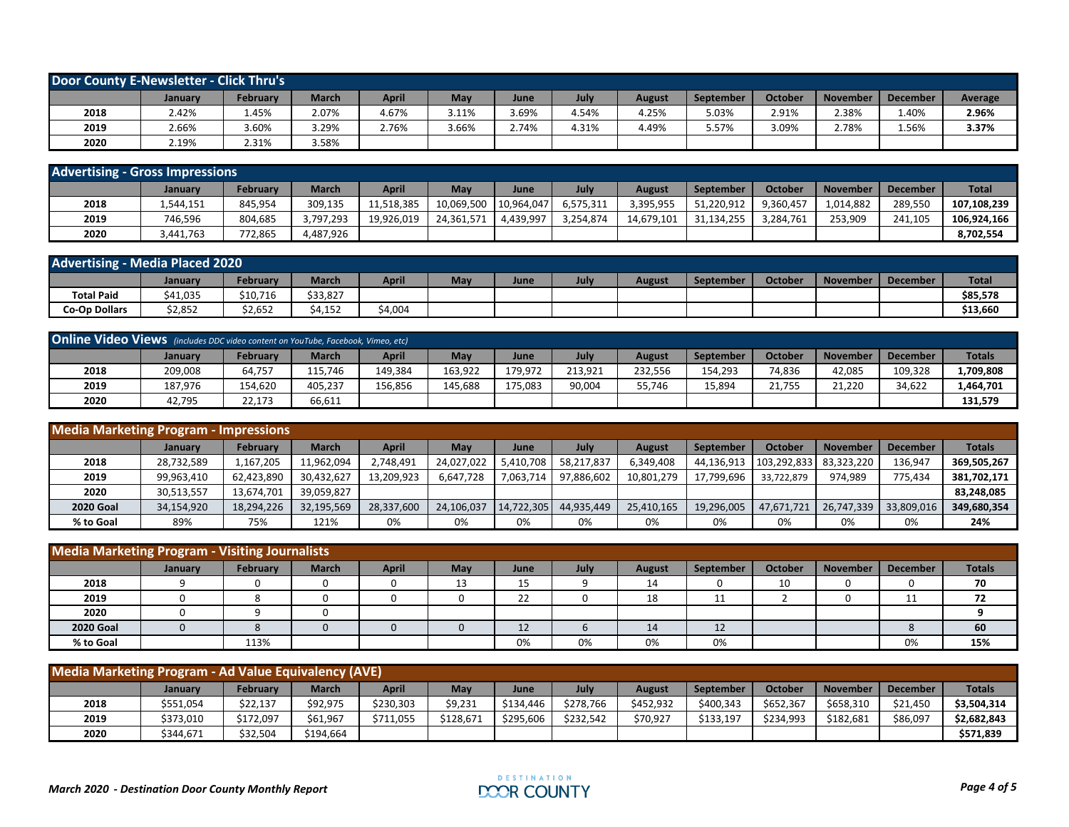## Door County E-Newsletter - Click Thru's

| | January | February | March | April | May | June | July | August | September | October | November | December | Average |
|---|---|---|---|---|---|---|---|---|---|---|---|---|---|
| **2018** | 2.42% | 1.45% | 2.07% | 4.67% | 3.11% | 3.69% | 4.54% | 4.25% | 5.03% | 2.91% | 2.38% | 1.40% | **2.96%** |
| **2019** | 2.66% | 3.60% | 3.29% | 2.76% | 3.66% | 2.74% | 4.31% | 4.49% | 5.57% | 3.09% | 2.78% | 1.56% | **3.37%** |
| **2020** | 2.19% | 2.31% | 3.58% | | | | | | | | | | |

## Advertising - Gross Impressions

| | January | February | March | April | May | June | July | August | September | October | November | December | Total |
|---|---|---|---|---|---|---|---|---|---|---|---|---|---|
| **2018** | 1,544,151 | 845,954 | 309,135 | 11,518,385 | 10,069,500 | 10,964,047 | 6,575,311 | 3,395,955 | 51,220,912 | 9,360,457 | 1,014,882 | 289,550 | **107,108,239** |
| **2019** | 746,596 | 804,685 | 3,797,293 | 19,926,019 | 24,361,571 | 4,439,997 | 3,254,874 | 14,679,101 | 31,134,255 | 3,284,761 | 253,909 | 241,105 | **106,924,166** |
| **2020** | 3,441,763 | 772,865 | 4,487,926 | | | | | | | | | | **8,702,554** |

## Advertising - Media Placed 2020

| | January | February | March | April | May | June | July | August | September | October | November | December | Total |
|---|---|---|---|---|---|---|---|---|---|---|---|---|---|
| **Total Paid** | $41,035 | $10,716 | $33,827 | | | | | | | | | | **$85,578** |
| **Co-Op Dollars** | $2,852 | $2,652 | $4,152 | $4,004 | | | | | | | | | **$13,660** |

## Online Video Views *(includes DDC video content on YouTube, Facebook, Vimeo, etc)*

| | January | February | March | April | May | June | July | August | September | October | November | December | Totals |
|---|---|---|---|---|---|---|---|---|---|---|---|---|---|
| **2018** | 209,008 | 64,757 | 115,746 | 149,384 | 163,922 | 179,972 | 213,921 | 232,556 | 154,293 | 74,836 | 42,085 | 109,328 | **1,709,808** |
| **2019** | 187,976 | 154,620 | 405,237 | 156,856 | 145,688 | 175,083 | 90,004 | 55,746 | 15,894 | 21,755 | 21,220 | 34,622 | **1,464,701** |
| **2020** | 42,795 | 22,173 | 66,611 | | | | | | | | | | **131,579** |

## Media Marketing Program - Impressions

| | January | February | March | April | May | June | July | August | September | October | November | December | Totals |
|---|---|---|---|---|---|---|---|---|---|---|---|---|---|
| **2018** | 28,732,589 | 1,167,205 | 11,962,094 | 2,748,491 | 24,027,022 | 5,410,708 | 58,217,837 | 6,349,408 | 44,136,913 | 103,292,833 | 83,323,220 | 136,947 | **369,505,267** |
| **2019** | 99,963,410 | 62,423,890 | 30,432,627 | 13,209,923 | 6,647,728 | 7,063,714 | 97,886,602 | 10,801,279 | 17,799,696 | 33,722,879 | 974,989 | 775,434 | **381,702,171** |
| **2020** | 30,513,557 | 13,674,701 | 39,059,827 | | | | | | | | | | **83,248,085** |
| **2020 Goal** | 34,154,920 | 18,294,226 | 32,195,569 | 28,337,600 | 24,106,037 | 14,722,305 | 44,935,449 | 25,410,165 | 19,296,005 | 47,671,721 | 26,747,339 | 33,809,016 | **349,680,354** |
| **% to Goal** | 89% | 75% | 121% | 0% | 0% | 0% | 0% | 0% | 0% | 0% | 0% | 0% | **24%** |

## Media Marketing Program - Visiting Journalists

| | January | February | March | April | May | June | July | August | September | October | November | December | Totals |
|---|---|---|---|---|---|---|---|---|---|---|---|---|---|
| **2018** | 9 | 0 | 0 | 0 | 13 | 15 | 9 | 14 | 0 | 10 | 0 | 0 | **70** |
| **2019** | 0 | 8 | 0 | 0 | 0 | 22 | 0 | 18 | 11 | 2 | 0 | 11 | **72** |
| **2020** | 0 | 9 | 0 | | | | | | | | | | **9** |
| **2020 Goal** | 0 | 8 | 0 | 0 | 0 | 12 | 6 | 14 | 12 | | | 8 | **60** |
| **% to Goal** | | 113% | | | | 0% | 0% | 0% | 0% | | | 0% | **15%** |

## Media Marketing Program - Ad Value Equivalency (AVE)

| | January | February | March | April | May | June | July | August | September | October | November | December | Totals |
|---|---|---|---|---|---|---|---|---|---|---|---|---|---|
| **2018** | $551,054 | $22,137 | $92,975 | $230,303 | $9,231 | $134,446 | $278,766 | $452,932 | $400,343 | $652,367 | $658,310 | $21,450 | **$3,504,314** |
| **2019** | $373,010 | $172,097 | $61,967 | $711,055 | $128,671 | $295,606 | $232,542 | $70,927 | $133,197 | $234,993 | $182,681 | $86,097 | **$2,682,843** |
| **2020** | $344,671 | $32,504 | $194,664 | | | | | | | | | | **$571,839** |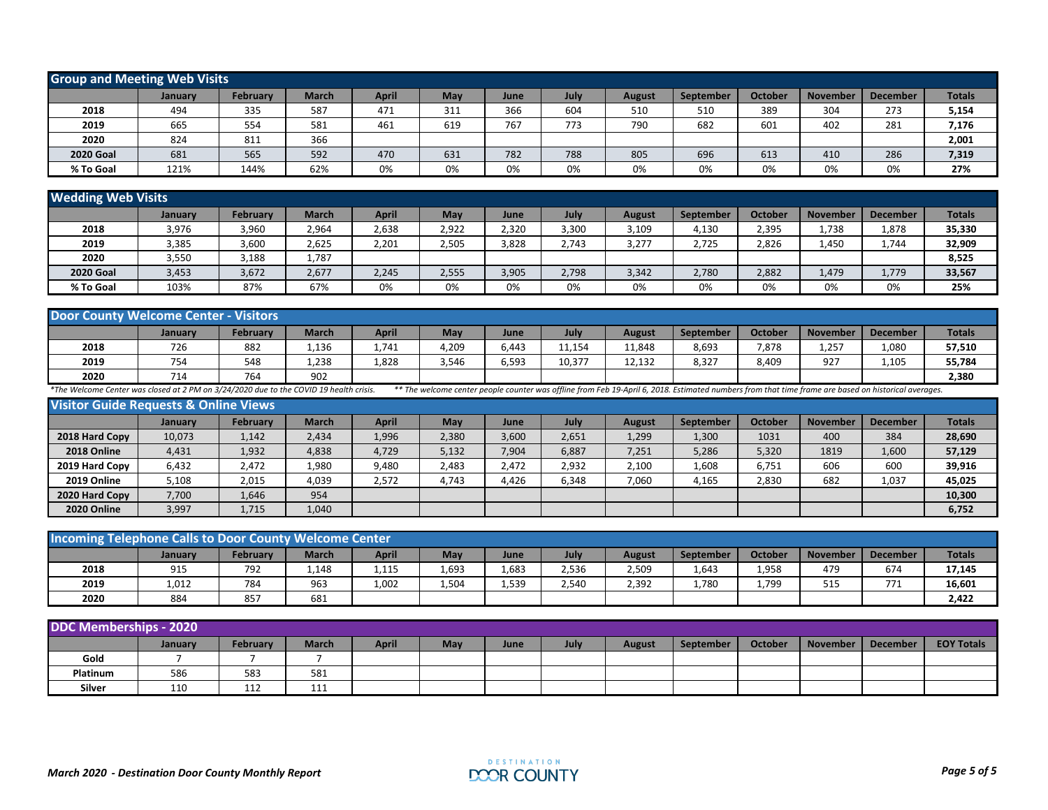## Group and Meeting Web Visits

| | January | February | March | April | May | June | July | August | September | October | November | December | Totals |
|---|---|---|---|---|---|---|---|---|---|---|---|---|---|
| **2018** | 494 | 335 | 587 | 471 | 311 | 366 | 604 | 510 | 510 | 389 | 304 | 273 | **5,154** |
| **2019** | 665 | 554 | 581 | 461 | 619 | 767 | 773 | 790 | 682 | 601 | 402 | 281 | **7,176** |
| **2020** | 824 | 811 | 366 | | | | | | | | | | **2,001** |
| **2020 Goal** | 681 | 565 | 592 | 470 | 631 | 782 | 788 | 805 | 696 | 613 | 410 | 286 | **7,319** |
| **% To Goal** | 121% | 144% | 62% | 0% | 0% | 0% | 0% | 0% | 0% | 0% | 0% | 0% | **27%** |

## Wedding Web Visits

| | January | February | March | April | May | June | July | August | September | October | November | December | Totals |
|---|---|---|---|---|---|---|---|---|---|---|---|---|---|
| **2018** | 3,976 | 3,960 | 2,964 | 2,638 | 2,922 | 2,320 | 3,300 | 3,109 | 4,130 | 2,395 | 1,738 | 1,878 | **35,330** |
| **2019** | 3,385 | 3,600 | 2,625 | 2,201 | 2,505 | 3,828 | 2,743 | 3,277 | 2,725 | 2,826 | 1,450 | 1,744 | **32,909** |
| **2020** | 3,550 | 3,188 | 1,787 | | | | | | | | | | **8,525** |
| **2020 Goal** | 3,453 | 3,672 | 2,677 | 2,245 | 2,555 | 3,905 | 2,798 | 3,342 | 2,780 | 2,882 | 1,479 | 1,779 | **33,567** |
| **% To Goal** | 103% | 87% | 67% | 0% | 0% | 0% | 0% | 0% | 0% | 0% | 0% | 0% | **25%** |

## Door County Welcome Center - Visitors

| | January | February | March | April | May | June | July | August | September | October | November | December | Totals |
|---|---|---|---|---|---|---|---|---|---|---|---|---|---|
| **2018** | 726 | 882 | 1,136 | 1,741 | 4,209 | 6,443 | 11,154 | 11,848 | 8,693 | 7,878 | 1,257 | 1,080 | **57,510** |
| **2019** | 754 | 548 | 1,238 | 1,828 | 3,546 | 6,593 | 10,377 | 12,132 | 8,327 | 8,409 | 927 | 1,105 | **55,784** |
| **2020** | 714 | 764 | 902 | | | | | | | | | | **2,380** |

*\*The Welcome Center was closed at 2 PM on 3/24/2020 due to the COVID 19 health crisis.* *\*\* The welcome center people counter was offline from Feb 19-April 6, 2018. Estimated numbers from that time frame are based on historical averages.*

## Visitor Guide Requests & Online Views

| | January | February | March | April | May | June | July | August | September | October | November | December | Totals |
|---|---|---|---|---|---|---|---|---|---|---|---|---|---|
| **2018 Hard Copy** | 10,073 | 1,142 | 2,434 | 1,996 | 2,380 | 3,600 | 2,651 | 1,299 | 1,300 | 1031 | 400 | 384 | **28,690** |
| **2018 Online** | 4,431 | 1,932 | 4,838 | 4,729 | 5,132 | 7,904 | 6,887 | 7,251 | 5,286 | 5,320 | 1819 | 1,600 | **57,129** |
| **2019 Hard Copy** | 6,432 | 2,472 | 1,980 | 9,480 | 2,483 | 2,472 | 2,932 | 2,100 | 1,608 | 6,751 | 606 | 600 | **39,916** |
| **2019 Online** | 5,108 | 2,015 | 4,039 | 2,572 | 4,743 | 4,426 | 6,348 | 7,060 | 4,165 | 2,830 | 682 | 1,037 | **45,025** |
| **2020 Hard Copy** | 7,700 | 1,646 | 954 | | | | | | | | | | **10,300** |
| **2020 Online** | 3,997 | 1,715 | 1,040 | | | | | | | | | | **6,752** |

## Incoming Telephone Calls to Door County Welcome Center

| | January | February | March | April | May | June | July | August | September | October | November | December | Totals |
|---|---|---|---|---|---|---|---|---|---|---|---|---|---|
| **2018** | 915 | 792 | 1,148 | 1,115 | 1,693 | 1,683 | 2,536 | 2,509 | 1,643 | 1,958 | 479 | 674 | **17,145** |
| **2019** | 1,012 | 784 | 963 | 1,002 | 1,504 | 1,539 | 2,540 | 2,392 | 1,780 | 1,799 | 515 | 771 | **16,601** |
| **2020** | 884 | 857 | 681 | | | | | | | | | | **2,422** |

## DDC Memberships - 2020

| | January | February | March | April | May | June | July | August | September | October | November | December | EOY Totals |
|---|---|---|---|---|---|---|---|---|---|---|---|---|---|
| **Gold** | 7 | 7 | 7 | | | | | | | | | | |
| **Platinum** | 586 | 583 | 581 | | | | | | | | | | |
| **Silver** | 110 | 112 | 111 | | | | | | | | | | |